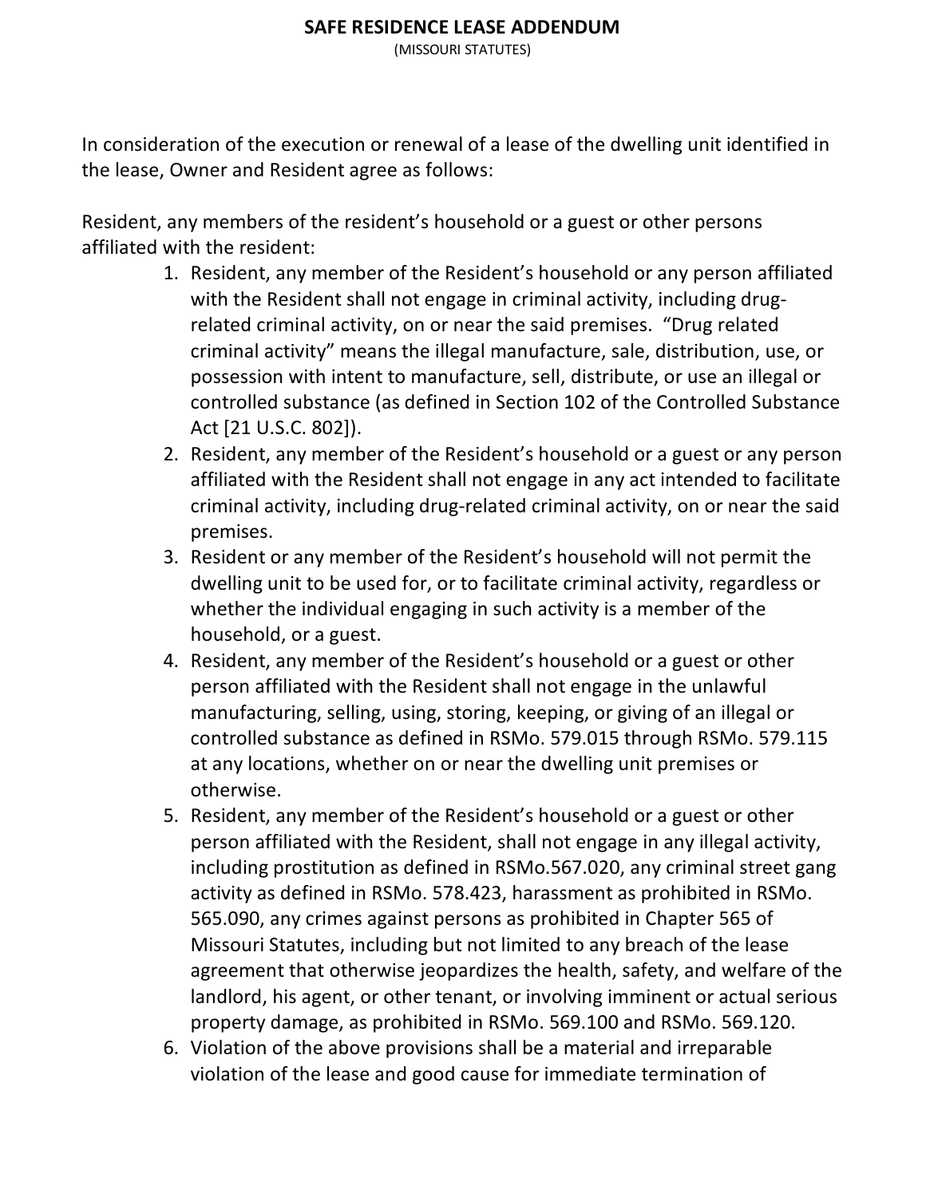# SAFE RESIDENCE LEASE ADDENDUM

(MISSOURI STATUTES)

In consideration of the execution or renewal of a lease of the dwelling unit identified in the lease, Owner and Resident agree as follows:

Resident, any members of the resident's household or a guest or other persons affiliated with the resident:

1. Resident, any member of the Resident's household or any person affiliated with the Resident shall not engage in criminal activity, including drug-related criminal activity, on or near the said premises. "Drug related criminal activity" means the illegal manufacture, sale, distribution, use, or possession with intent to manufacture, sell, distribute, or use an illegal or controlled substance (as defined in Section 102 of the Controlled Substance Act [21 U.S.C. 802]).
2. Resident, any member of the Resident's household or a guest or any person affiliated with the Resident shall not engage in any act intended to facilitate criminal activity, including drug-related criminal activity, on or near the said premises.
3. Resident or any member of the Resident's household will not permit the dwelling unit to be used for, or to facilitate criminal activity, regardless or whether the individual engaging in such activity is a member of the household, or a guest.
4. Resident, any member of the Resident's household or a guest or other person affiliated with the Resident shall not engage in the unlawful manufacturing, selling, using, storing, keeping, or giving of an illegal or controlled substance as defined in RSMo. 579.015 through RSMo. 579.115 at any locations, whether on or near the dwelling unit premises or otherwise.
5. Resident, any member of the Resident's household or a guest or other person affiliated with the Resident, shall not engage in any illegal activity, including prostitution as defined in RSMo.567.020, any criminal street gang activity as defined in RSMo. 578.423, harassment as prohibited in RSMo. 565.090, any crimes against persons as prohibited in Chapter 565 of Missouri Statutes, including but not limited to any breach of the lease agreement that otherwise jeopardizes the health, safety, and welfare of the landlord, his agent, or other tenant, or involving imminent or actual serious property damage, as prohibited in RSMo. 569.100 and RSMo. 569.120.
6. Violation of the above provisions shall be a material and irreparable violation of the lease and good cause for immediate termination of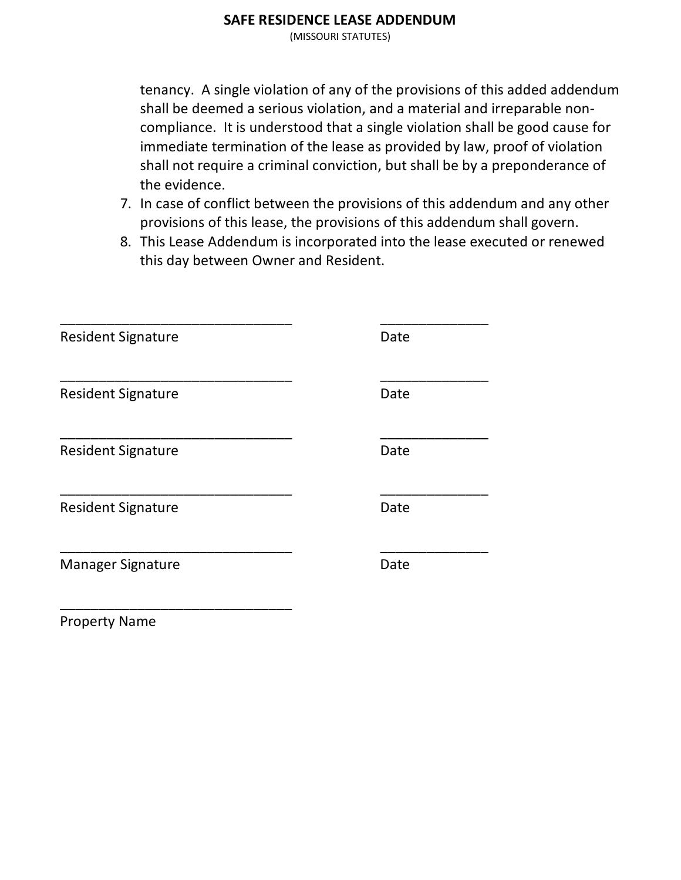tenancy. A single violation of any of the provisions of this added addendum shall be deemed a serious violation, and a material and irreparable non-compliance. It is understood that a single violation shall be good cause for immediate termination of the lease as provided by law, proof of violation shall not require a criminal conviction, but shall be by a preponderance of the evidence.

7. In case of conflict between the provisions of this addendum and any other provisions of this lease, the provisions of this addendum shall govern.
8. This Lease Addendum is incorporated into the lease executed or renewed this day between Owner and Resident.

_______________________________ _______________
Resident Signature Date

_______________________________ _______________
Resident Signature Date

_______________________________ _______________
Resident Signature Date

_______________________________ _______________
Resident Signature Date

_______________________________ _______________
Manager Signature Date

_______________________________
Property Name